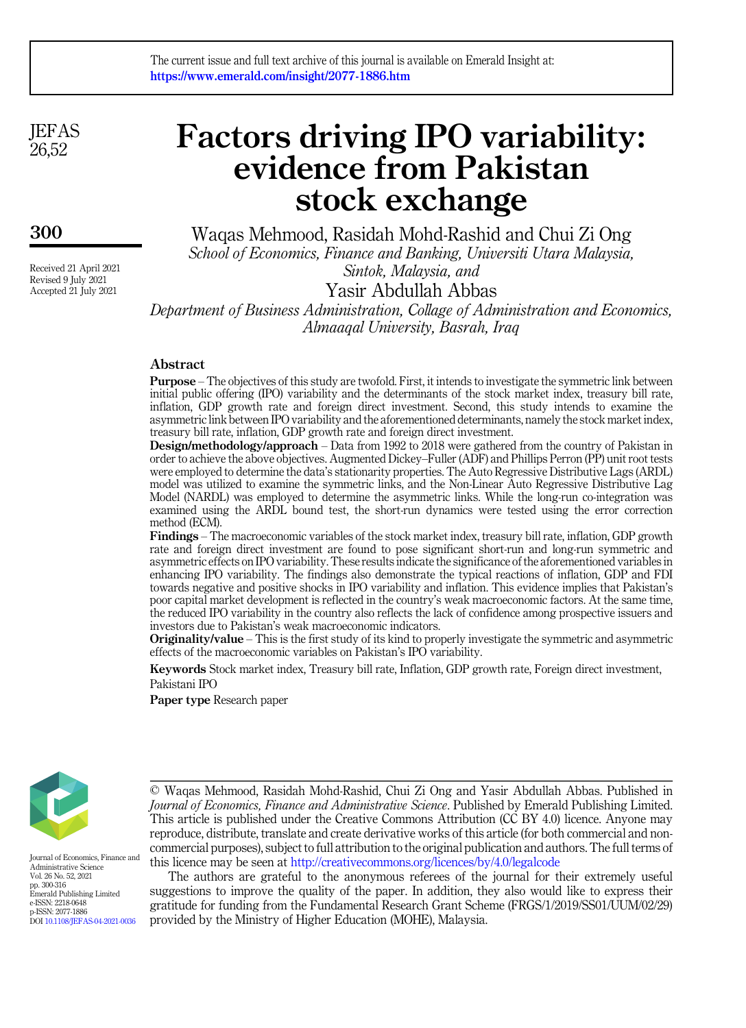The current issue and full text archive of this journal is available on Emerald Insight at:
https://www.emerald.com/insight/2077-1886.htm

# Factors driving IPO variability: evidence from Pakistan stock exchange

Waqas Mehmood, Rasidah Mohd-Rashid and Chui Zi Ong
*School of Economics, Finance and Banking, Universiti Utara Malaysia, Sintok, Malaysia, and*
Yasir Abdullah Abbas
*Department of Business Administration, Collage of Administration and Economics, Almaaqal University, Basrah, Iraq*

Received 21 April 2021
Revised 9 July 2021
Accepted 21 July 2021

## Abstract

**Purpose** – The objectives of this study are twofold. First, it intends to investigate the symmetric link between initial public offering (IPO) variability and the determinants of the stock market index, treasury bill rate, inflation, GDP growth rate and foreign direct investment. Second, this study intends to examine the asymmetric link between IPO variability and the aforementioned determinants, namely the stock market index, treasury bill rate, inflation, GDP growth rate and foreign direct investment.

**Design/methodology/approach** – Data from 1992 to 2018 were gathered from the country of Pakistan in order to achieve the above objectives. Augmented Dickey–Fuller (ADF) and Phillips Perron (PP) unit root tests were employed to determine the data's stationarity properties. The Auto Regressive Distributive Lags (ARDL) model was utilized to examine the symmetric links, and the Non-Linear Auto Regressive Distributive Lag Model (NARDL) was employed to determine the asymmetric links. While the long-run co-integration was examined using the ARDL bound test, the short-run dynamics were tested using the error correction method (ECM).

**Findings** – The macroeconomic variables of the stock market index, treasury bill rate, inflation, GDP growth rate and foreign direct investment are found to pose significant short-run and long-run symmetric and asymmetric effects on IPO variability. These results indicate the significance of the aforementioned variables in enhancing IPO variability. The findings also demonstrate the typical reactions of inflation, GDP and FDI towards negative and positive shocks in IPO variability and inflation. This evidence implies that Pakistan's poor capital market development is reflected in the country's weak macroeconomic factors. At the same time, the reduced IPO variability in the country also reflects the lack of confidence among prospective issuers and investors due to Pakistan's weak macroeconomic indicators.

**Originality/value** – This is the first study of its kind to properly investigate the symmetric and asymmetric effects of the macroeconomic variables on Pakistan's IPO variability.

**Keywords** Stock market index, Treasury bill rate, Inflation, GDP growth rate, Foreign direct investment, Pakistani IPO

**Paper type** Research paper

© Waqas Mehmood, Rasidah Mohd-Rashid, Chui Zi Ong and Yasir Abdullah Abbas. Published in *Journal of Economics, Finance and Administrative Science*. Published by Emerald Publishing Limited. This article is published under the Creative Commons Attribution (CC BY 4.0) licence. Anyone may reproduce, distribute, translate and create derivative works of this article (for both commercial and non-commercial purposes), subject to full attribution to the original publication and authors. The full terms of this licence may be seen at http://creativecommons.org/licences/by/4.0/legalcode

The authors are grateful to the anonymous referees of the journal for their extremely useful suggestions to improve the quality of the paper. In addition, they also would like to express their gratitude for funding from the Fundamental Research Grant Scheme (FRGS/1/2019/SS01/UUM/02/29) provided by the Ministry of Higher Education (MOHE), Malaysia.

Journal of Economics, Finance and Administrative Science
Vol. 26 No. 52, 2021
pp. 300-316
Emerald Publishing Limited
e-ISSN: 2218-0648
p-ISSN: 2077-1886
DOI 10.1108/JEFAS-04-2021-0036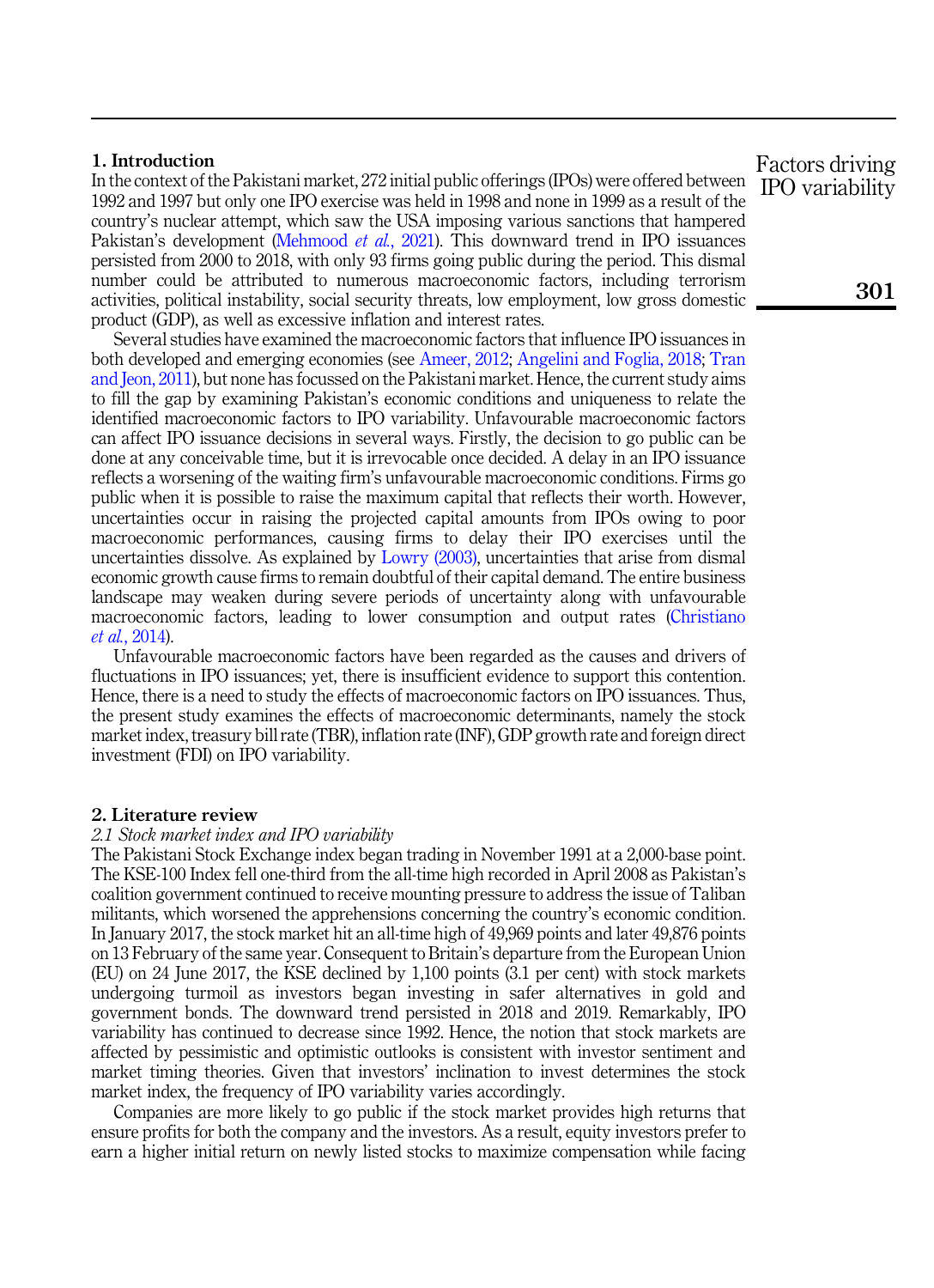## 1. Introduction

In the context of the Pakistani market, 272 initial public offerings (IPOs) were offered between 1992 and 1997 but only one IPO exercise was held in 1998 and none in 1999 as a result of the country's nuclear attempt, which saw the USA imposing various sanctions that hampered Pakistan's development (Mehmood *et al.*, 2021). This downward trend in IPO issuances persisted from 2000 to 2018, with only 93 firms going public during the period. This dismal number could be attributed to numerous macroeconomic factors, including terrorism activities, political instability, social security threats, low employment, low gross domestic product (GDP), as well as excessive inflation and interest rates.

Several studies have examined the macroeconomic factors that influence IPO issuances in both developed and emerging economies (see Ameer, 2012; Angelini and Foglia, 2018; Tran and Jeon, 2011), but none has focussed on the Pakistani market. Hence, the current study aims to fill the gap by examining Pakistan's economic conditions and uniqueness to relate the identified macroeconomic factors to IPO variability. Unfavourable macroeconomic factors can affect IPO issuance decisions in several ways. Firstly, the decision to go public can be done at any conceivable time, but it is irrevocable once decided. A delay in an IPO issuance reflects a worsening of the waiting firm's unfavourable macroeconomic conditions. Firms go public when it is possible to raise the maximum capital that reflects their worth. However, uncertainties occur in raising the projected capital amounts from IPOs owing to poor macroeconomic performances, causing firms to delay their IPO exercises until the uncertainties dissolve. As explained by Lowry (2003), uncertainties that arise from dismal economic growth cause firms to remain doubtful of their capital demand. The entire business landscape may weaken during severe periods of uncertainty along with unfavourable macroeconomic factors, leading to lower consumption and output rates (Christiano *et al.*, 2014).

Unfavourable macroeconomic factors have been regarded as the causes and drivers of fluctuations in IPO issuances; yet, there is insufficient evidence to support this contention. Hence, there is a need to study the effects of macroeconomic factors on IPO issuances. Thus, the present study examines the effects of macroeconomic determinants, namely the stock market index, treasury bill rate (TBR), inflation rate (INF), GDP growth rate and foreign direct investment (FDI) on IPO variability.

## 2. Literature review

### *2.1 Stock market index and IPO variability*

The Pakistani Stock Exchange index began trading in November 1991 at a 2,000-base point. The KSE-100 Index fell one-third from the all-time high recorded in April 2008 as Pakistan's coalition government continued to receive mounting pressure to address the issue of Taliban militants, which worsened the apprehensions concerning the country's economic condition. In January 2017, the stock market hit an all-time high of 49,969 points and later 49,876 points on 13 February of the same year. Consequent to Britain's departure from the European Union (EU) on 24 June 2017, the KSE declined by 1,100 points (3.1 per cent) with stock markets undergoing turmoil as investors began investing in safer alternatives in gold and government bonds. The downward trend persisted in 2018 and 2019. Remarkably, IPO variability has continued to decrease since 1992. Hence, the notion that stock markets are affected by pessimistic and optimistic outlooks is consistent with investor sentiment and market timing theories. Given that investors' inclination to invest determines the stock market index, the frequency of IPO variability varies accordingly.

Companies are more likely to go public if the stock market provides high returns that ensure profits for both the company and the investors. As a result, equity investors prefer to earn a higher initial return on newly listed stocks to maximize compensation while facing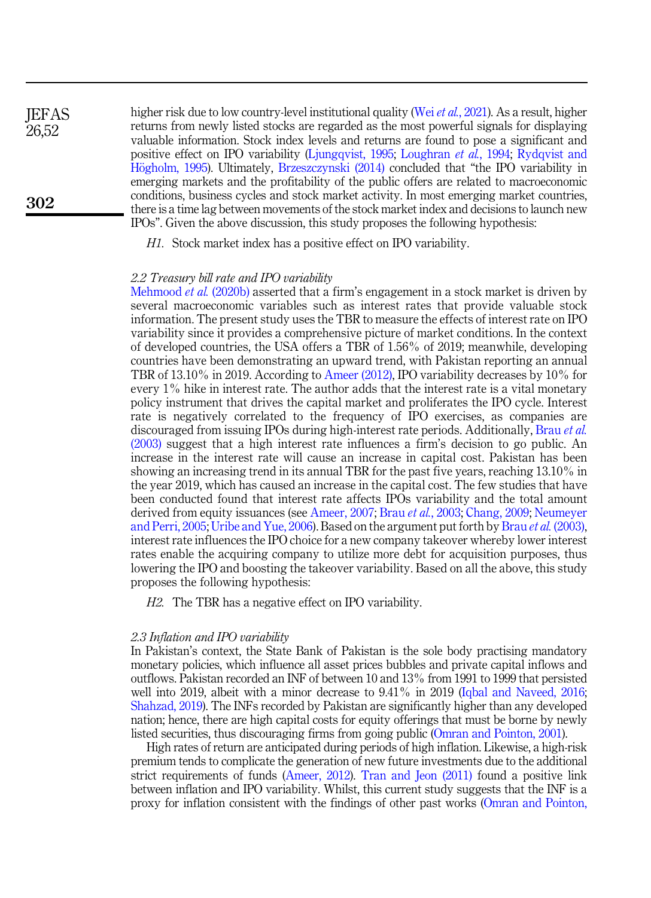higher risk due to low country-level institutional quality (Wei *et al.*, 2021). As a result, higher returns from newly listed stocks are regarded as the most powerful signals for displaying valuable information. Stock index levels and returns are found to pose a significant and positive effect on IPO variability (Ljungqvist, 1995; Loughran *et al.*, 1994; Rydqvist and Högholm, 1995). Ultimately, Brzeszczynski (2014) concluded that "the IPO variability in emerging markets and the profitability of the public offers are related to macroeconomic conditions, business cycles and stock market activity. In most emerging market countries, there is a time lag between movements of the stock market index and decisions to launch new IPOs". Given the above discussion, this study proposes the following hypothesis:

*H1*. Stock market index has a positive effect on IPO variability.

### 2.2 Treasury bill rate and IPO variability

Mehmood *et al.* (2020b) asserted that a firm's engagement in a stock market is driven by several macroeconomic variables such as interest rates that provide valuable stock information. The present study uses the TBR to measure the effects of interest rate on IPO variability since it provides a comprehensive picture of market conditions. In the context of developed countries, the USA offers a TBR of 1.56% of 2019; meanwhile, developing countries have been demonstrating an upward trend, with Pakistan reporting an annual TBR of 13.10% in 2019. According to Ameer (2012), IPO variability decreases by 10% for every 1% hike in interest rate. The author adds that the interest rate is a vital monetary policy instrument that drives the capital market and proliferates the IPO cycle. Interest rate is negatively correlated to the frequency of IPO exercises, as companies are discouraged from issuing IPOs during high-interest rate periods. Additionally, Brau *et al.* (2003) suggest that a high interest rate influences a firm's decision to go public. An increase in the interest rate will cause an increase in capital cost. Pakistan has been showing an increasing trend in its annual TBR for the past five years, reaching 13.10% in the year 2019, which has caused an increase in the capital cost. The few studies that have been conducted found that interest rate affects IPOs variability and the total amount derived from equity issuances (see Ameer, 2007; Brau *et al.*, 2003; Chang, 2009; Neumeyer and Perri, 2005; Uribe and Yue, 2006). Based on the argument put forth by Brau *et al.* (2003), interest rate influences the IPO choice for a new company takeover whereby lower interest rates enable the acquiring company to utilize more debt for acquisition purposes, thus lowering the IPO and boosting the takeover variability. Based on all the above, this study proposes the following hypothesis:

*H2*. The TBR has a negative effect on IPO variability.

### 2.3 Inflation and IPO variability

In Pakistan's context, the State Bank of Pakistan is the sole body practising mandatory monetary policies, which influence all asset prices bubbles and private capital inflows and outflows. Pakistan recorded an INF of between 10 and 13% from 1991 to 1999 that persisted well into 2019, albeit with a minor decrease to 9.41% in 2019 (Iqbal and Naveed, 2016; Shahzad, 2019). The INFs recorded by Pakistan are significantly higher than any developed nation; hence, there are high capital costs for equity offerings that must be borne by newly listed securities, thus discouraging firms from going public (Omran and Pointon, 2001).

High rates of return are anticipated during periods of high inflation. Likewise, a high-risk premium tends to complicate the generation of new future investments due to the additional strict requirements of funds (Ameer, 2012). Tran and Jeon (2011) found a positive link between inflation and IPO variability. Whilst, this current study suggests that the INF is a proxy for inflation consistent with the findings of other past works (Omran and Pointon,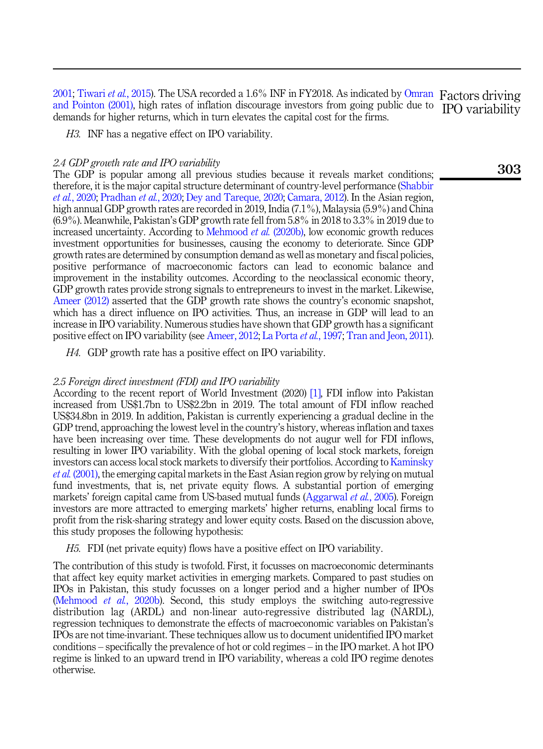2001; Tiwari *et al.*, 2015). The USA recorded a 1.6% INF in FY2018. As indicated by Omran and Pointon (2001), high rates of inflation discourage investors from going public due to demands for higher returns, which in turn elevates the capital cost for the firms.

*H3*. INF has a negative effect on IPO variability.

### *2.4 GDP growth rate and IPO variability*

The GDP is popular among all previous studies because it reveals market conditions; therefore, it is the major capital structure determinant of country-level performance (Shabbir *et al.*, 2020; Pradhan *et al.*, 2020; Dey and Tareque, 2020; Camara, 2012). In the Asian region, high annual GDP growth rates are recorded in 2019, India (7.1%), Malaysia (5.9%) and China (6.9%). Meanwhile, Pakistan's GDP growth rate fell from 5.8% in 2018 to 3.3% in 2019 due to increased uncertainty. According to Mehmood *et al.* (2020b), low economic growth reduces investment opportunities for businesses, causing the economy to deteriorate. Since GDP growth rates are determined by consumption demand as well as monetary and fiscal policies, positive performance of macroeconomic factors can lead to economic balance and improvement in the instability outcomes. According to the neoclassical economic theory, GDP growth rates provide strong signals to entrepreneurs to invest in the market. Likewise, Ameer (2012) asserted that the GDP growth rate shows the country's economic snapshot, which has a direct influence on IPO activities. Thus, an increase in GDP will lead to an increase in IPO variability. Numerous studies have shown that GDP growth has a significant positive effect on IPO variability (see Ameer, 2012; La Porta *et al.*, 1997; Tran and Jeon, 2011).

*H4*. GDP growth rate has a positive effect on IPO variability.

### *2.5 Foreign direct investment (FDI) and IPO variability*

According to the recent report of World Investment (2020) [1], FDI inflow into Pakistan increased from US$1.7bn to US$2.2bn in 2019. The total amount of FDI inflow reached US$34.8bn in 2019. In addition, Pakistan is currently experiencing a gradual decline in the GDP trend, approaching the lowest level in the country's history, whereas inflation and taxes have been increasing over time. These developments do not augur well for FDI inflows, resulting in lower IPO variability. With the global opening of local stock markets, foreign investors can access local stock markets to diversify their portfolios. According to Kaminsky *et al.* (2001), the emerging capital markets in the East Asian region grow by relying on mutual fund investments, that is, net private equity flows. A substantial portion of emerging markets' foreign capital came from US-based mutual funds (Aggarwal *et al.*, 2005). Foreign investors are more attracted to emerging markets' higher returns, enabling local firms to profit from the risk-sharing strategy and lower equity costs. Based on the discussion above, this study proposes the following hypothesis:

*H5*. FDI (net private equity) flows have a positive effect on IPO variability.

The contribution of this study is twofold. First, it focusses on macroeconomic determinants that affect key equity market activities in emerging markets. Compared to past studies on IPOs in Pakistan, this study focusses on a longer period and a higher number of IPOs (Mehmood *et al.*, 2020b). Second, this study employs the switching auto-regressive distribution lag (ARDL) and non-linear auto-regressive distributed lag (NARDL), regression techniques to demonstrate the effects of macroeconomic variables on Pakistan's IPOs are not time-invariant. These techniques allow us to document unidentified IPO market conditions – specifically the prevalence of hot or cold regimes – in the IPO market. A hot IPO regime is linked to an upward trend in IPO variability, whereas a cold IPO regime denotes otherwise.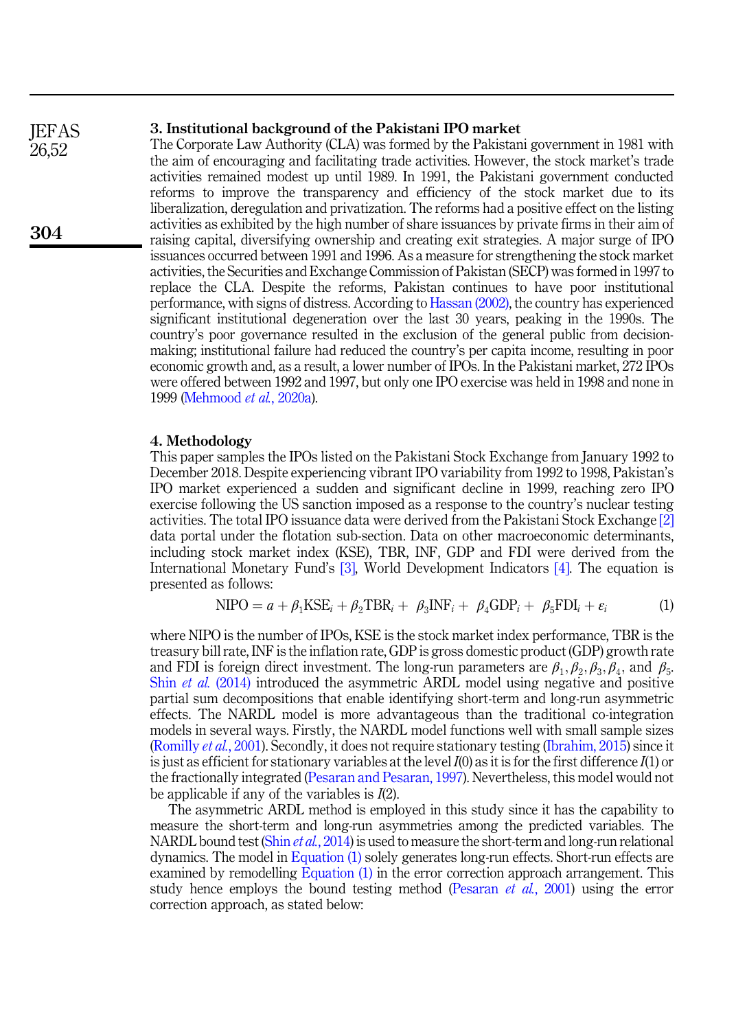## 3. Institutional background of the Pakistani IPO market

The Corporate Law Authority (CLA) was formed by the Pakistani government in 1981 with the aim of encouraging and facilitating trade activities. However, the stock market's trade activities remained modest up until 1989. In 1991, the Pakistani government conducted reforms to improve the transparency and efficiency of the stock market due to its liberalization, deregulation and privatization. The reforms had a positive effect on the listing activities as exhibited by the high number of share issuances by private firms in their aim of raising capital, diversifying ownership and creating exit strategies. A major surge of IPO issuances occurred between 1991 and 1996. As a measure for strengthening the stock market activities, the Securities and Exchange Commission of Pakistan (SECP) was formed in 1997 to replace the CLA. Despite the reforms, Pakistan continues to have poor institutional performance, with signs of distress. According to Hassan (2002), the country has experienced significant institutional degeneration over the last 30 years, peaking in the 1990s. The country's poor governance resulted in the exclusion of the general public from decision-making; institutional failure had reduced the country's per capita income, resulting in poor economic growth and, as a result, a lower number of IPOs. In the Pakistani market, 272 IPOs were offered between 1992 and 1997, but only one IPO exercise was held in 1998 and none in 1999 (Mehmood *et al.*, 2020a).

## 4. Methodology

This paper samples the IPOs listed on the Pakistani Stock Exchange from January 1992 to December 2018. Despite experiencing vibrant IPO variability from 1992 to 1998, Pakistan's IPO market experienced a sudden and significant decline in 1999, reaching zero IPO exercise following the US sanction imposed as a response to the country's nuclear testing activities. The total IPO issuance data were derived from the Pakistani Stock Exchange [2] data portal under the flotation sub-section. Data on other macroeconomic determinants, including stock market index (KSE), TBR, INF, GDP and FDI were derived from the International Monetary Fund's [3], World Development Indicators [4]. The equation is presented as follows:

$$\text{NIPO} = a + \beta_1 \text{KSE}_i + \beta_2 \text{TBR}_i + \beta_3 \text{INF}_i + \beta_4 \text{GDP}_i + \beta_5 \text{FDI}_i + \varepsilon_i \tag{1}$$

where NIPO is the number of IPOs, KSE is the stock market index performance, TBR is the treasury bill rate, INF is the inflation rate, GDP is gross domestic product (GDP) growth rate and FDI is foreign direct investment. The long-run parameters are $\beta_1, \beta_2, \beta_3, \beta_4$, and $\beta_5$. Shin *et al.* (2014) introduced the asymmetric ARDL model using negative and positive partial sum decompositions that enable identifying short-term and long-run asymmetric effects. The NARDL model is more advantageous than the traditional co-integration models in several ways. Firstly, the NARDL model functions well with small sample sizes (Romilly *et al.*, 2001). Secondly, it does not require stationary testing (Ibrahim, 2015) since it is just as efficient for stationary variables at the level $I(0)$ as it is for the first difference $I(1)$ or the fractionally integrated (Pesaran and Pesaran, 1997). Nevertheless, this model would not be applicable if any of the variables is $I(2)$.

The asymmetric ARDL method is employed in this study since it has the capability to measure the short-term and long-run asymmetries among the predicted variables. The NARDL bound test (Shin *et al.*, 2014) is used to measure the short-term and long-run relational dynamics. The model in Equation (1) solely generates long-run effects. Short-run effects are examined by remodelling Equation (1) in the error correction approach arrangement. This study hence employs the bound testing method (Pesaran *et al.*, 2001) using the error correction approach, as stated below: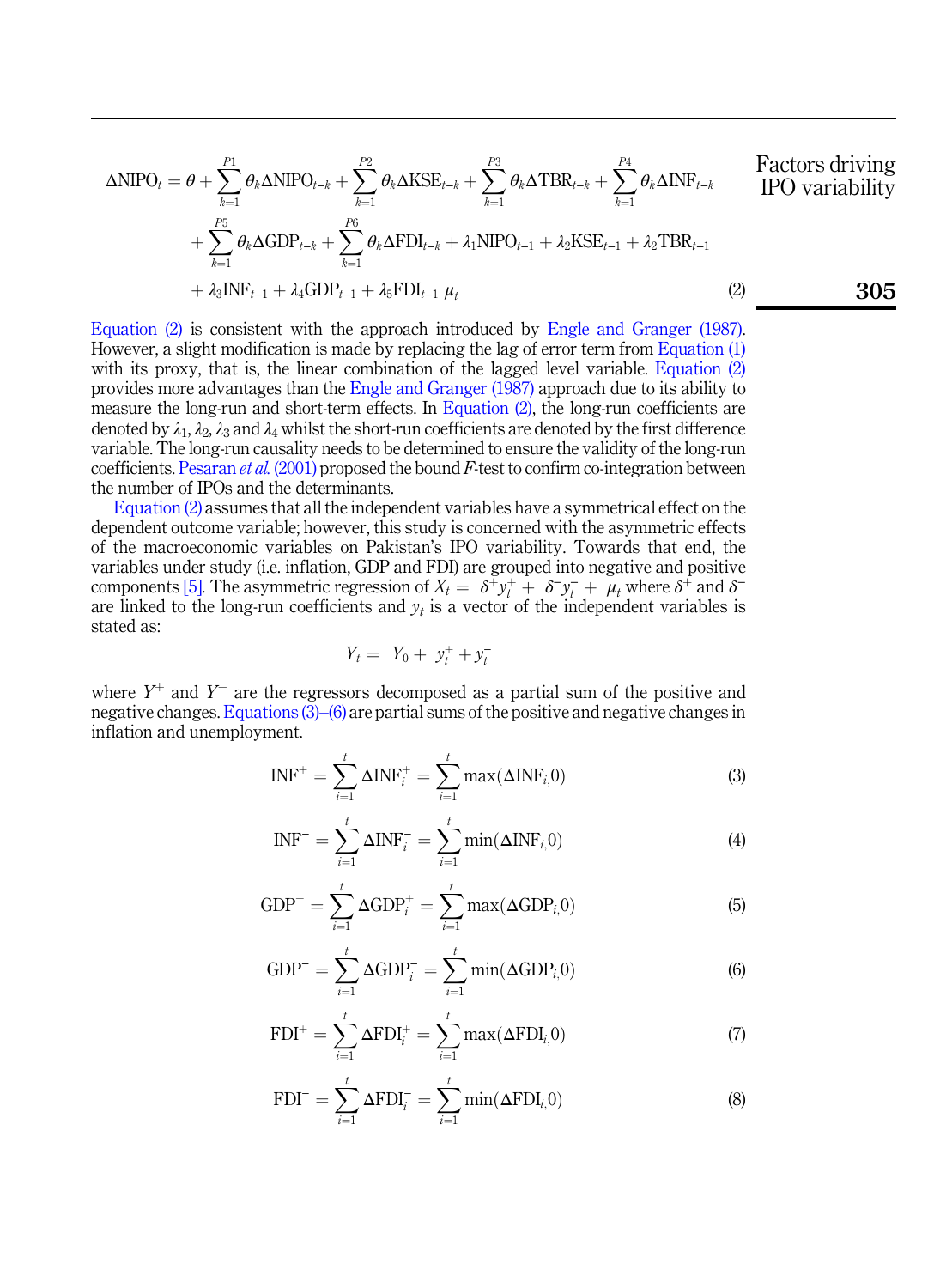$$
\begin{aligned}
\Delta \text{NIPO}_t = \theta &+ \sum_{k=1}^{P1} \theta_k \Delta \text{NIPO}_{t-k} + \sum_{k=1}^{P2} \theta_k \Delta \text{KSE}_{t-k} + \sum_{k=1}^{P3} \theta_k \Delta \text{TBR}_{t-k} + \sum_{k=1}^{P4} \theta_k \Delta \text{INF}_{t-k} \\
&+ \sum_{k=1}^{P5} \theta_k \Delta \text{GDP}_{t-k} + \sum_{k=1}^{P6} \theta_k \Delta \text{FDI}_{t-k} + \lambda_1 \text{NIPO}_{t-1} + \lambda_2 \text{KSE}_{t-1} + \lambda_2 \text{TBR}_{t-1} \\
&+ \lambda_3 \text{INF}_{t-1} + \lambda_4 \text{GDP}_{t-1} + \lambda_5 \text{FDI}_{t-1}\ \mu_t
\end{aligned}
\tag{2}
$$

Equation (2) is consistent with the approach introduced by Engle and Granger (1987). However, a slight modification is made by replacing the lag of error term from Equation (1) with its proxy, that is, the linear combination of the lagged level variable. Equation (2) provides more advantages than the Engle and Granger (1987) approach due to its ability to measure the long-run and short-term effects. In Equation (2), the long-run coefficients are denoted by $\lambda_1$, $\lambda_2$, $\lambda_3$ and $\lambda_4$ whilst the short-run coefficients are denoted by the first difference variable. The long-run causality needs to be determined to ensure the validity of the long-run coefficients. Pesaran *et al.* (2001) proposed the bound $F$-test to confirm co-integration between the number of IPOs and the determinants.

Equation (2) assumes that all the independent variables have a symmetrical effect on the dependent outcome variable; however, this study is concerned with the asymmetric effects of the macroeconomic variables on Pakistan's IPO variability. Towards that end, the variables under study (i.e. inflation, GDP and FDI) are grouped into negative and positive components [5]. The asymmetric regression of $X_t = \delta^+ y_t^+ + \delta^- y_t^- + \mu_t$ where $\delta^+$ and $\delta^-$ are linked to the long-run coefficients and $y_t$ is a vector of the independent variables is stated as:

$$
Y_t = Y_0 + y_t^+ + y_t^-
$$

where $Y^+$ and $Y^-$ are the regressors decomposed as a partial sum of the positive and negative changes. Equations (3)–(6) are partial sums of the positive and negative changes in inflation and unemployment.

$$
\text{INF}^+ = \sum_{i=1}^{t} \Delta \text{INF}_i^+ = \sum_{i=1}^{t} \max(\Delta \text{INF}_i, 0) \tag{3}
$$

$$
\text{INF}^- = \sum_{i=1}^{t} \Delta \text{INF}_i^- = \sum_{i=1}^{t} \min(\Delta \text{INF}_i, 0) \tag{4}
$$

$$
\text{GDP}^+ = \sum_{i=1}^{t} \Delta \text{GDP}_i^+ = \sum_{i=1}^{t} \max(\Delta \text{GDP}_i, 0) \tag{5}
$$

$$
\text{GDP}^- = \sum_{i=1}^{t} \Delta \text{GDP}_i^- = \sum_{i=1}^{t} \min(\Delta \text{GDP}_i, 0) \tag{6}
$$

$$
\text{FDI}^+ = \sum_{i=1}^{t} \Delta \text{FDI}_i^+ = \sum_{i=1}^{t} \max(\Delta \text{FDI}_i, 0) \tag{7}
$$

$$
\text{FDI}^- = \sum_{i=1}^{t} \Delta \text{FDI}_i^- = \sum_{i=1}^{t} \min(\Delta \text{FDI}_i, 0) \tag{8}
$$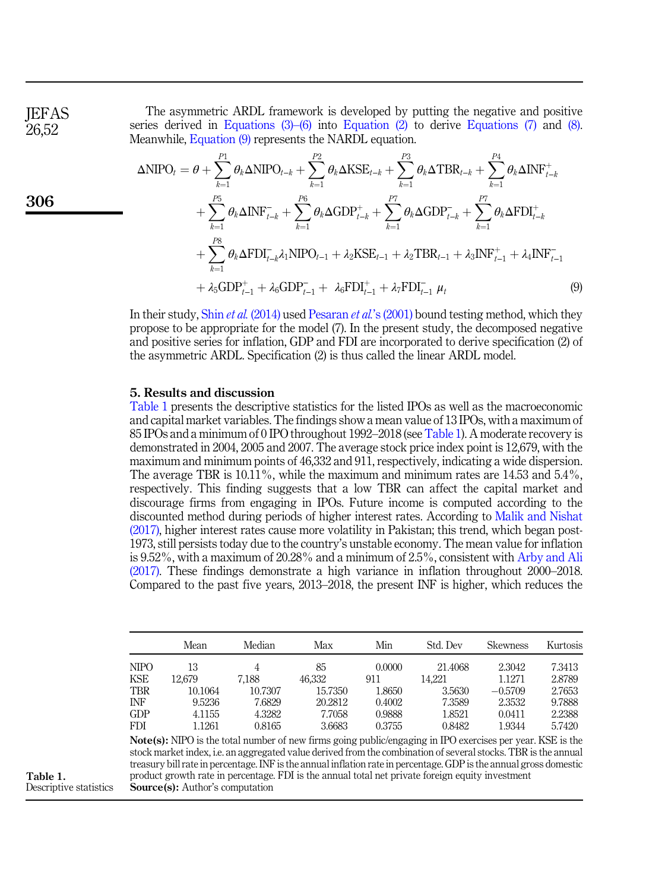The asymmetric ARDL framework is developed by putting the negative and positive series derived in Equations (3)–(6) into Equation (2) to derive Equations (7) and (8). Meanwhile, Equation (9) represents the NARDL equation.

$$
\begin{aligned}
\Delta \mathrm{NIPO}_t = {} & \theta + \sum_{k=1}^{P1} \theta_k \Delta \mathrm{NIPO}_{t-k} + \sum_{k=1}^{P2} \theta_k \Delta \mathrm{KSE}_{t-k} + \sum_{k=1}^{P3} \theta_k \Delta \mathrm{TBR}_{t-k} + \sum_{k=1}^{P4} \theta_k \Delta \mathrm{INF}^{+}_{t-k} \\
& + \sum_{k=1}^{P5} \theta_k \Delta \mathrm{INF}^{-}_{t-k} + \sum_{k=1}^{P6} \theta_k \Delta \mathrm{GDP}^{+}_{t-k} + \sum_{k=1}^{P7} \theta_k \Delta \mathrm{GDP}^{-}_{t-k} + \sum_{k=1}^{P7} \theta_k \Delta \mathrm{FDI}^{+}_{t-k} \\
& + \sum_{k=1}^{P8} \theta_k \Delta \mathrm{FDI}^{-}_{t-k} \lambda_1 \mathrm{NIPO}_{t-1} + \lambda_2 \mathrm{KSE}_{t-1} + \lambda_2 \mathrm{TBR}_{t-1} + \lambda_3 \mathrm{INF}^{+}_{t-1} + \lambda_4 \mathrm{INF}^{-}_{t-1} \\
& + \lambda_5 \mathrm{GDP}^{+}_{t-1} + \lambda_6 \mathrm{GDP}^{-}_{t-1} + \lambda_6 \mathrm{FDI}^{+}_{t-1} + \lambda_7 \mathrm{FDI}^{-}_{t-1}\ \mu_t
\end{aligned} \tag{9}
$$

In their study, Shin *et al.* (2014) used Pesaran *et al.*'s (2001) bound testing method, which they propose to be appropriate for the model (7). In the present study, the decomposed negative and positive series for inflation, GDP and FDI are incorporated to derive specification (2) of the asymmetric ARDL. Specification (2) is thus called the linear ARDL model.

## 5. Results and discussion

Table 1 presents the descriptive statistics for the listed IPOs as well as the macroeconomic and capital market variables. The findings show a mean value of 13 IPOs, with a maximum of 85 IPOs and a minimum of 0 IPO throughout 1992–2018 (see Table 1). A moderate recovery is demonstrated in 2004, 2005 and 2007. The average stock price index point is 12,679, with the maximum and minimum points of 46,332 and 911, respectively, indicating a wide dispersion. The average TBR is 10.11%, while the maximum and minimum rates are 14.53 and 5.4%, respectively. This finding suggests that a low TBR can affect the capital market and discourage firms from engaging in IPOs. Future income is computed according to the discounted method during periods of higher interest rates. According to Malik and Nishat (2017), higher interest rates cause more volatility in Pakistan; this trend, which began post-1973, still persists today due to the country's unstable economy. The mean value for inflation is 9.52%, with a maximum of 20.28% and a minimum of 2.5%, consistent with Arby and Ali (2017). These findings demonstrate a high variance in inflation throughout 2000–2018. Compared to the past five years, 2013–2018, the present INF is higher, which reduces the

**Table 1.** Descriptive statistics

| | Mean | Median | Max | Min | Std. Dev | Skewness | Kurtosis |
|---|---|---|---|---|---|---|---|
| NIPO | 13 | 4 | 85 | 0.0000 | 21.4068 | 2.3042 | 7.3413 |
| KSE | 12,679 | 7,188 | 46,332 | 911 | 14,221 | 1.1271 | 2.8789 |
| TBR | 10.1064 | 10.7307 | 15.7350 | 1.8650 | 3.5630 | −0.5709 | 2.7653 |
| INF | 9.5236 | 7.6829 | 20.2812 | 0.4002 | 7.3589 | 2.3532 | 9.7888 |
| GDP | 4.1155 | 4.3282 | 7.7058 | 0.9888 | 1.8521 | 0.0411 | 2.2388 |
| FDI | 1.1261 | 0.8165 | 3.6683 | 0.3755 | 0.8482 | 1.9344 | 5.7420 |

**Note(s):** NIPO is the total number of new firms going public/engaging in IPO exercises per year. KSE is the stock market index, i.e. an aggregated value derived from the combination of several stocks. TBR is the annual treasury bill rate in percentage. INF is the annual inflation rate in percentage. GDP is the annual gross domestic product growth rate in percentage. FDI is the annual total net private foreign equity investment
**Source(s):** Author's computation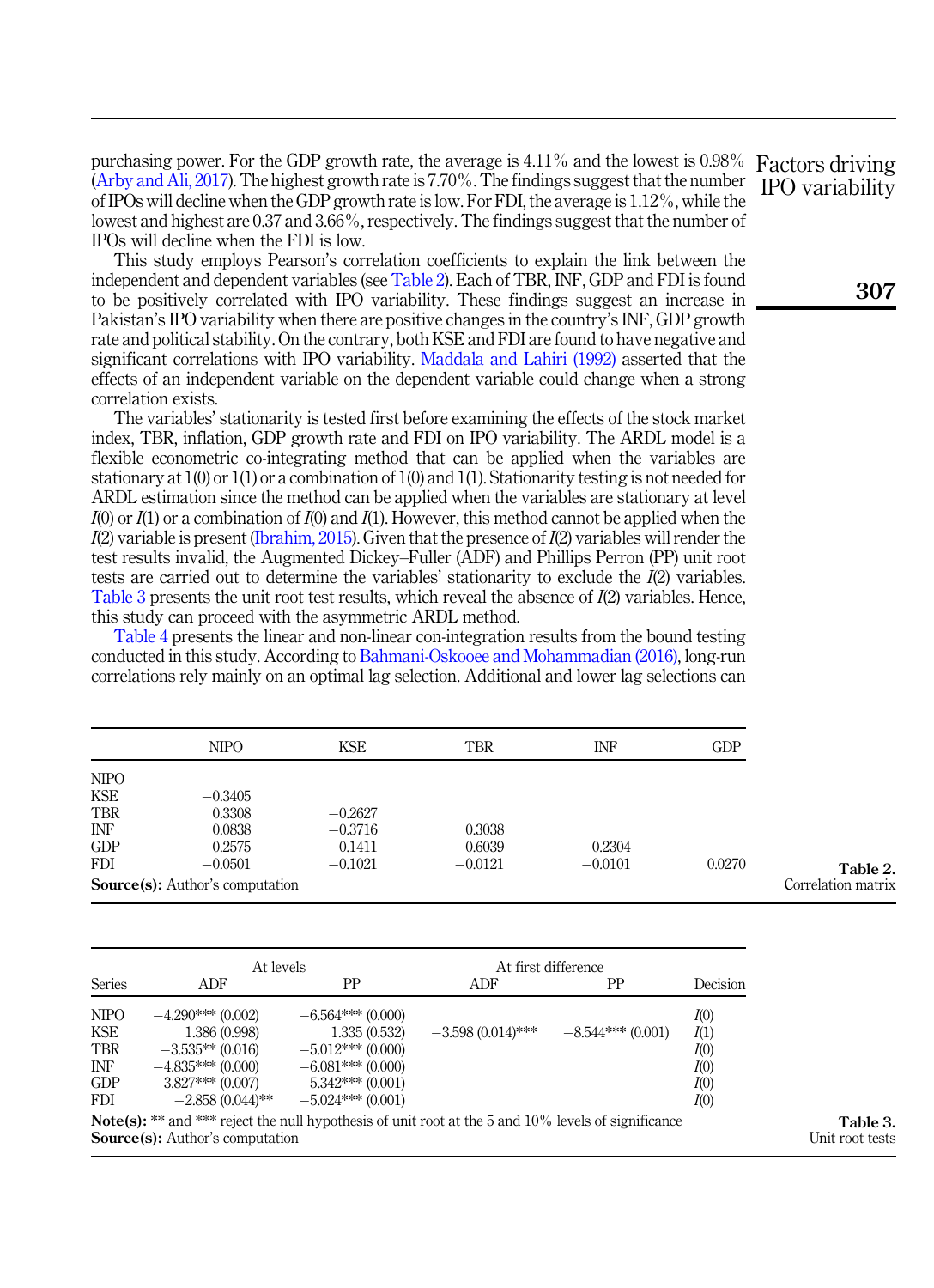purchasing power. For the GDP growth rate, the average is 4.11% and the lowest is 0.98% (Arby and Ali, 2017). The highest growth rate is 7.70%. The findings suggest that the number of IPOs will decline when the GDP growth rate is low. For FDI, the average is 1.12%, while the lowest and highest are 0.37 and 3.66%, respectively. The findings suggest that the number of IPOs will decline when the FDI is low.

This study employs Pearson's correlation coefficients to explain the link between the independent and dependent variables (see Table 2). Each of TBR, INF, GDP and FDI is found to be positively correlated with IPO variability. These findings suggest an increase in Pakistan's IPO variability when there are positive changes in the country's INF, GDP growth rate and political stability. On the contrary, both KSE and FDI are found to have negative and significant correlations with IPO variability. Maddala and Lahiri (1992) asserted that the effects of an independent variable on the dependent variable could change when a strong correlation exists.

The variables' stationarity is tested first before examining the effects of the stock market index, TBR, inflation, GDP growth rate and FDI on IPO variability. The ARDL model is a flexible econometric co-integrating method that can be applied when the variables are stationary at 1(0) or 1(1) or a combination of 1(0) and 1(1). Stationarity testing is not needed for ARDL estimation since the method can be applied when the variables are stationary at level *I*(0) or *I*(1) or a combination of *I*(0) and *I*(1). However, this method cannot be applied when the *I*(2) variable is present (Ibrahim, 2015). Given that the presence of *I*(2) variables will render the test results invalid, the Augmented Dickey–Fuller (ADF) and Phillips Perron (PP) unit root tests are carried out to determine the variables' stationarity to exclude the *I*(2) variables. Table 3 presents the unit root test results, which reveal the absence of *I*(2) variables. Hence, this study can proceed with the asymmetric ARDL method.

Table 4 presents the linear and non-linear con-integration results from the bound testing conducted in this study. According to Bahmani-Oskooee and Mohammadian (2016), long-run correlations rely mainly on an optimal lag selection. Additional and lower lag selections can

| | NIPO | KSE | TBR | INF | GDP |
|---|---|---|---|---|---|
| NIPO | | | | | |
| KSE | −0.3405 | | | | |
| TBR | 0.3308 | −0.2627 | | | |
| INF | 0.0838 | −0.3716 | 0.3038 | | |
| GDP | 0.2575 | 0.1411 | −0.6039 | −0.2304 | |
| FDI | −0.0501 | −0.1021 | −0.0121 | −0.0101 | 0.0270 |

**Source(s):** Author's computation

**Table 2.** Correlation matrix

| Series | At levels ADF | At levels PP | At first difference ADF | At first difference PP | Decision |
|---|---|---|---|---|---|
| NIPO | −4.290*** (0.002) | −6.564*** (0.000) | | | *I*(0) |
| KSE | 1.386 (0.998) | 1.335 (0.532) | −3.598 (0.014)*** | −8.544*** (0.001) | *I*(1) |
| TBR | −3.535** (0.016) | −5.012*** (0.000) | | | *I*(0) |
| INF | −4.835*** (0.000) | −6.081*** (0.000) | | | *I*(0) |
| GDP | −3.827*** (0.007) | −5.342*** (0.001) | | | *I*(0) |
| FDI | −2.858 (0.044)** | −5.024*** (0.001) | | | *I*(0) |

**Note(s):** ** and *** reject the null hypothesis of unit root at the 5 and 10% levels of significance
**Source(s):** Author's computation

**Table 3.** Unit root tests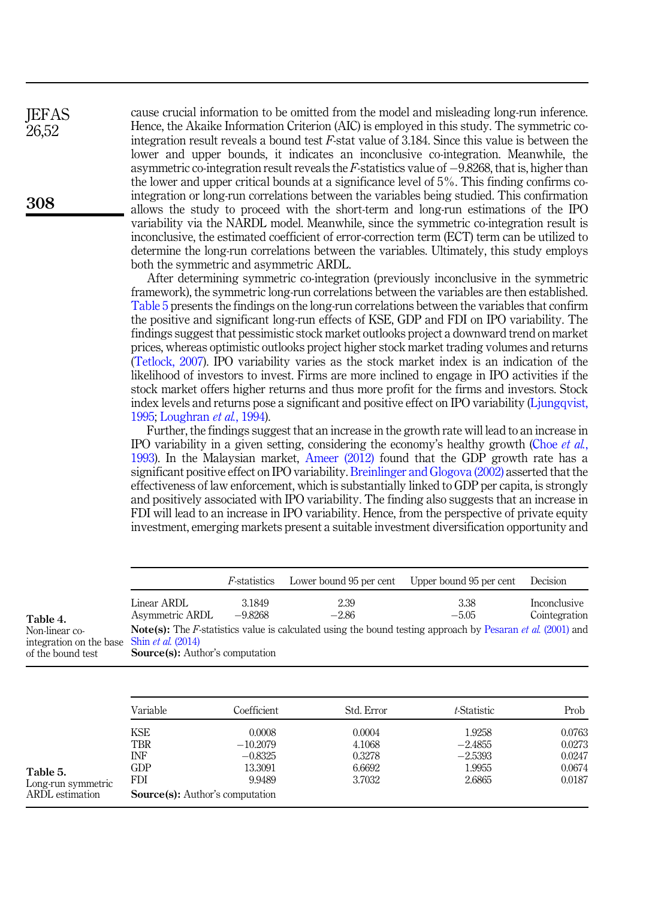cause crucial information to be omitted from the model and misleading long-run inference. Hence, the Akaike Information Criterion (AIC) is employed in this study. The symmetric co-integration result reveals a bound test $F$-stat value of 3.184. Since this value is between the lower and upper bounds, it indicates an inconclusive co-integration. Meanwhile, the asymmetric co-integration result reveals the $F$-statistics value of −9.8268, that is, higher than the lower and upper critical bounds at a significance level of 5%. This finding confirms co-integration or long-run correlations between the variables being studied. This confirmation allows the study to proceed with the short-term and long-run estimations of the IPO variability via the NARDL model. Meanwhile, since the symmetric co-integration result is inconclusive, the estimated coefficient of error-correction term (ECT) term can be utilized to determine the long-run correlations between the variables. Ultimately, this study employs both the symmetric and asymmetric ARDL.

After determining symmetric co-integration (previously inconclusive in the symmetric framework), the symmetric long-run correlations between the variables are then established. Table 5 presents the findings on the long-run correlations between the variables that confirm the positive and significant long-run effects of KSE, GDP and FDI on IPO variability. The findings suggest that pessimistic stock market outlooks project a downward trend on market prices, whereas optimistic outlooks project higher stock market trading volumes and returns (Tetlock, 2007). IPO variability varies as the stock market index is an indication of the likelihood of investors to invest. Firms are more inclined to engage in IPO activities if the stock market offers higher returns and thus more profit for the firms and investors. Stock index levels and returns pose a significant and positive effect on IPO variability (Ljungqvist, 1995; Loughran *et al.*, 1994).

Further, the findings suggest that an increase in the growth rate will lead to an increase in IPO variability in a given setting, considering the economy's healthy growth (Choe *et al.*, 1993). In the Malaysian market, Ameer (2012) found that the GDP growth rate has a significant positive effect on IPO variability. Breinlinger and Glogova (2002) asserted that the effectiveness of law enforcement, which is substantially linked to GDP per capita, is strongly and positively associated with IPO variability. The finding also suggests that an increase in FDI will lead to an increase in IPO variability. Hence, from the perspective of private equity investment, emerging markets present a suitable investment diversification opportunity and

**Table 4.** Non-linear co-integration on the base of the bound test

| | $F$-statistics | Lower bound 95 per cent | Upper bound 95 per cent | Decision |
|---|---|---|---|---|
| Linear ARDL | 3.1849 | 2.39 | 3.38 | Inconclusive |
| Asymmetric ARDL | −9.8268 | −2.86 | −5.05 | Cointegration |

**Note(s):** The $F$-statistics value is calculated using the bound testing approach by Pesaran *et al.* (2001) and Shin *et al.* (2014)
**Source(s):** Author's computation

**Table 5.** Long-run symmetric ARDL estimation

| Variable | Coefficient | Std. Error | $t$-Statistic | Prob |
|---|---|---|---|---|
| KSE | 0.0008 | 0.0004 | 1.9258 | 0.0763 |
| TBR | −10.2079 | 4.1068 | −2.4855 | 0.0273 |
| INF | −0.8325 | 0.3278 | −2.5393 | 0.0247 |
| GDP | 13.3091 | 6.6692 | 1.9955 | 0.0674 |
| FDI | 9.9489 | 3.7032 | 2.6865 | 0.0187 |

**Source(s):** Author's computation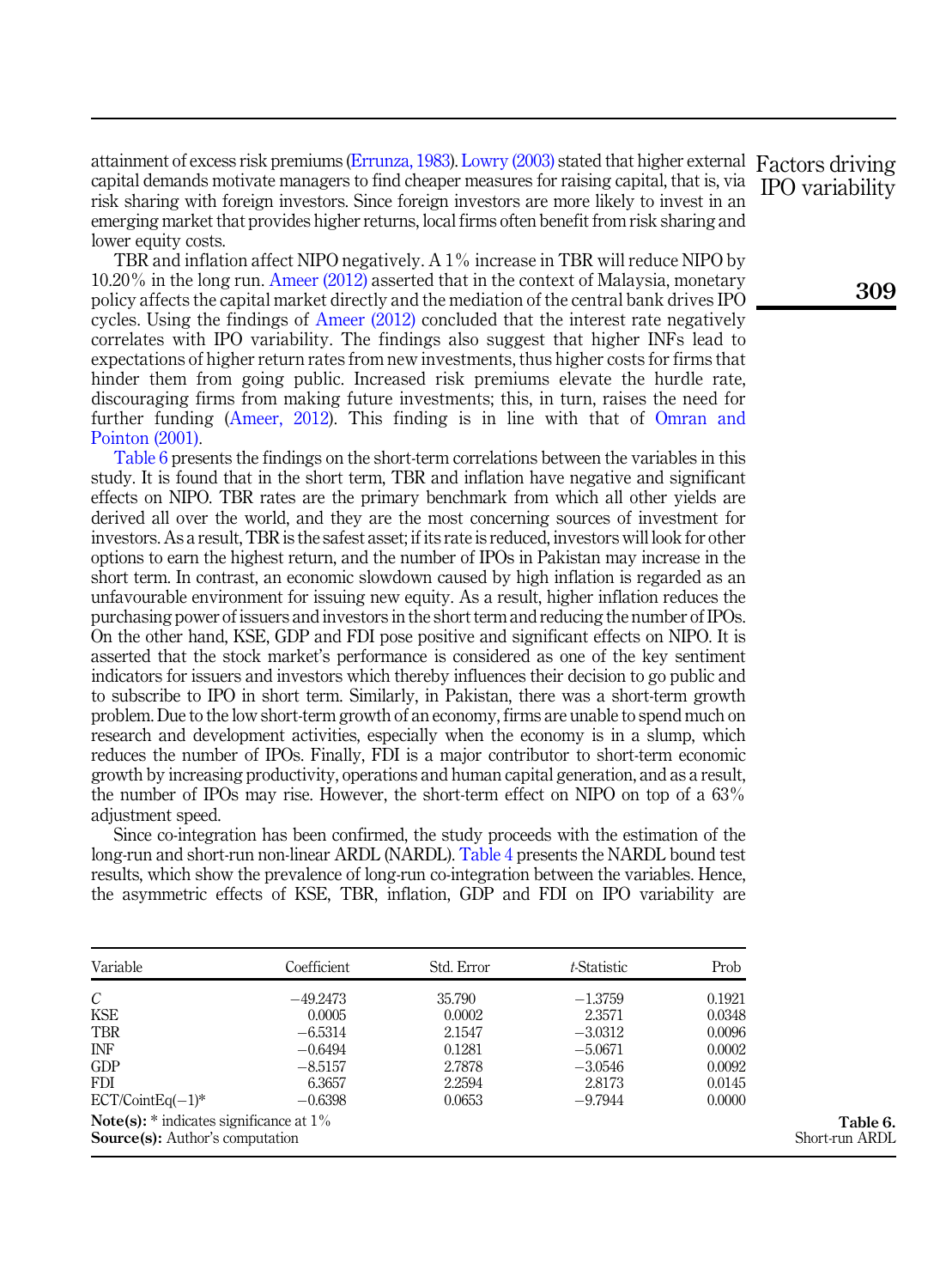attainment of excess risk premiums (Errunza, 1983). Lowry (2003) stated that higher external capital demands motivate managers to find cheaper measures for raising capital, that is, via risk sharing with foreign investors. Since foreign investors are more likely to invest in an emerging market that provides higher returns, local firms often benefit from risk sharing and lower equity costs.

TBR and inflation affect NIPO negatively. A 1% increase in TBR will reduce NIPO by 10.20% in the long run. Ameer (2012) asserted that in the context of Malaysia, monetary policy affects the capital market directly and the mediation of the central bank drives IPO cycles. Using the findings of Ameer (2012) concluded that the interest rate negatively correlates with IPO variability. The findings also suggest that higher INFs lead to expectations of higher return rates from new investments, thus higher costs for firms that hinder them from going public. Increased risk premiums elevate the hurdle rate, discouraging firms from making future investments; this, in turn, raises the need for further funding (Ameer, 2012). This finding is in line with that of Omran and Pointon (2001).

Table 6 presents the findings on the short-term correlations between the variables in this study. It is found that in the short term, TBR and inflation have negative and significant effects on NIPO. TBR rates are the primary benchmark from which all other yields are derived all over the world, and they are the most concerning sources of investment for investors. As a result, TBR is the safest asset; if its rate is reduced, investors will look for other options to earn the highest return, and the number of IPOs in Pakistan may increase in the short term. In contrast, an economic slowdown caused by high inflation is regarded as an unfavourable environment for issuing new equity. As a result, higher inflation reduces the purchasing power of issuers and investors in the short term and reducing the number of IPOs. On the other hand, KSE, GDP and FDI pose positive and significant effects on NIPO. It is asserted that the stock market's performance is considered as one of the key sentiment indicators for issuers and investors which thereby influences their decision to go public and to subscribe to IPO in short term. Similarly, in Pakistan, there was a short-term growth problem. Due to the low short-term growth of an economy, firms are unable to spend much on research and development activities, especially when the economy is in a slump, which reduces the number of IPOs. Finally, FDI is a major contributor to short-term economic growth by increasing productivity, operations and human capital generation, and as a result, the number of IPOs may rise. However, the short-term effect on NIPO on top of a 63% adjustment speed.

Since co-integration has been confirmed, the study proceeds with the estimation of the long-run and short-run non-linear ARDL (NARDL). Table 4 presents the NARDL bound test results, which show the prevalence of long-run co-integration between the variables. Hence, the asymmetric effects of KSE, TBR, inflation, GDP and FDI on IPO variability are

| Variable | Coefficient | Std. Error | *t*-Statistic | Prob |
|---|---|---|---|---|
| *C* | −49.2473 | 35.790 | −1.3759 | 0.1921 |
| KSE | 0.0005 | 0.0002 | 2.3571 | 0.0348 |
| TBR | −6.5314 | 2.1547 | −3.0312 | 0.0096 |
| INF | −0.6494 | 0.1281 | −5.0671 | 0.0002 |
| GDP | −8.5157 | 2.7878 | −3.0546 | 0.0092 |
| FDI | 6.3657 | 2.2594 | 2.8173 | 0.0145 |
| ECT/CointEq(−1)* | −0.6398 | 0.0653 | −9.7944 | 0.0000 |

**Note(s):** * indicates significance at 1%
**Source(s):** Author's computation

**Table 6.** Short-run ARDL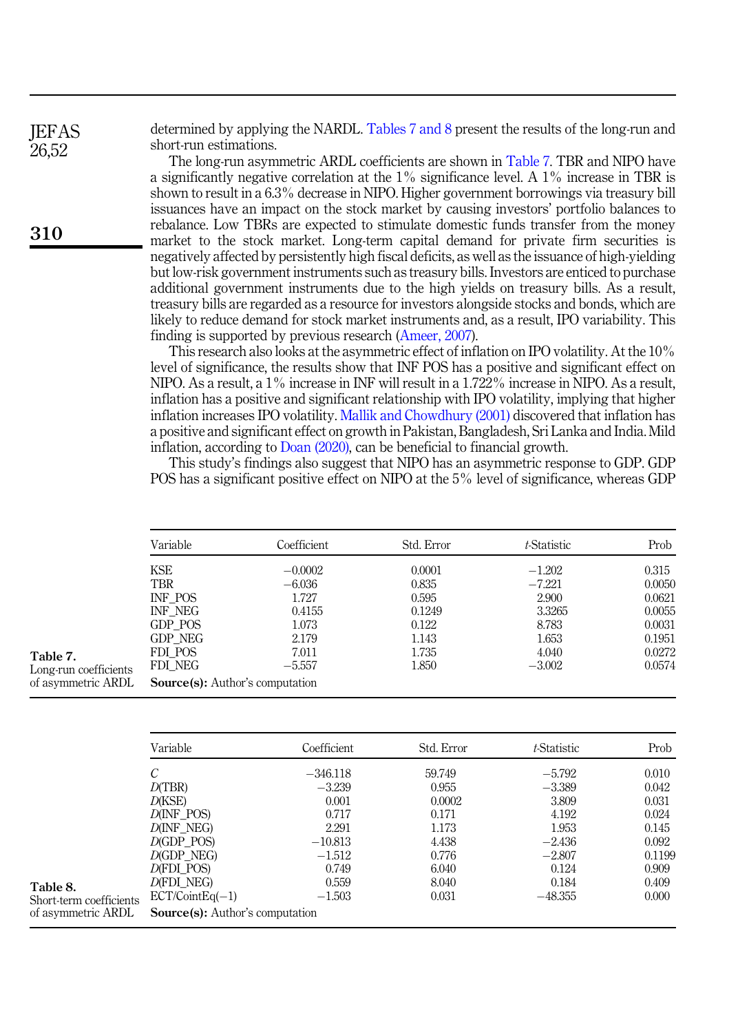determined by applying the NARDL. Tables 7 and 8 present the results of the long-run and short-run estimations.

The long-run asymmetric ARDL coefficients are shown in Table 7. TBR and NIPO have a significantly negative correlation at the 1% significance level. A 1% increase in TBR is shown to result in a 6.3% decrease in NIPO. Higher government borrowings via treasury bill issuances have an impact on the stock market by causing investors' portfolio balances to rebalance. Low TBRs are expected to stimulate domestic funds transfer from the money market to the stock market. Long-term capital demand for private firm securities is negatively affected by persistently high fiscal deficits, as well as the issuance of high-yielding but low-risk government instruments such as treasury bills. Investors are enticed to purchase additional government instruments due to the high yields on treasury bills. As a result, treasury bills are regarded as a resource for investors alongside stocks and bonds, which are likely to reduce demand for stock market instruments and, as a result, IPO variability. This finding is supported by previous research (Ameer, 2007).

This research also looks at the asymmetric effect of inflation on IPO volatility. At the 10% level of significance, the results show that INF POS has a positive and significant effect on NIPO. As a result, a 1% increase in INF will result in a 1.722% increase in NIPO. As a result, inflation has a positive and significant relationship with IPO volatility, implying that higher inflation increases IPO volatility. Mallik and Chowdhury (2001) discovered that inflation has a positive and significant effect on growth in Pakistan, Bangladesh, Sri Lanka and India. Mild inflation, according to Doan (2020), can be beneficial to financial growth.

This study's findings also suggest that NIPO has an asymmetric response to GDP. GDP POS has a significant positive effect on NIPO at the 5% level of significance, whereas GDP

**Table 7.** Long-run coefficients of asymmetric ARDL

| Variable | Coefficient | Std. Error | *t*-Statistic | Prob |
|---|---|---|---|---|
| KSE | −0.0002 | 0.0001 | −1.202 | 0.315 |
| TBR | −6.036 | 0.835 | −7.221 | 0.0050 |
| INF_POS | 1.727 | 0.595 | 2.900 | 0.0621 |
| INF_NEG | 0.4155 | 0.1249 | 3.3265 | 0.0055 |
| GDP_POS | 1.073 | 0.122 | 8.783 | 0.0031 |
| GDP_NEG | 2.179 | 1.143 | 1.653 | 0.1951 |
| FDI_POS | 7.011 | 1.735 | 4.040 | 0.0272 |
| FDI_NEG | −5.557 | 1.850 | −3.002 | 0.0574 |

**Source(s):** Author's computation

**Table 8.** Short-term coefficients of asymmetric ARDL

| Variable | Coefficient | Std. Error | *t*-Statistic | Prob |
|---|---|---|---|---|
| *C* | −346.118 | 59.749 | −5.792 | 0.010 |
| *D*(TBR) | −3.239 | 0.955 | −3.389 | 0.042 |
| *D*(KSE) | 0.001 | 0.0002 | 3.809 | 0.031 |
| *D*(INF_POS) | 0.717 | 0.171 | 4.192 | 0.024 |
| *D*(INF_NEG) | 2.291 | 1.173 | 1.953 | 0.145 |
| *D*(GDP_POS) | −10.813 | 4.438 | −2.436 | 0.092 |
| *D*(GDP_NEG) | −1.512 | 0.776 | −2.807 | 0.1199 |
| *D*(FDI_POS) | 0.749 | 6.040 | 0.124 | 0.909 |
| *D*(FDI_NEG) | 0.559 | 8.040 | 0.184 | 0.409 |
| ECT/CointEq(−1) | −1.503 | 0.031 | −48.355 | 0.000 |

**Source(s):** Author's computation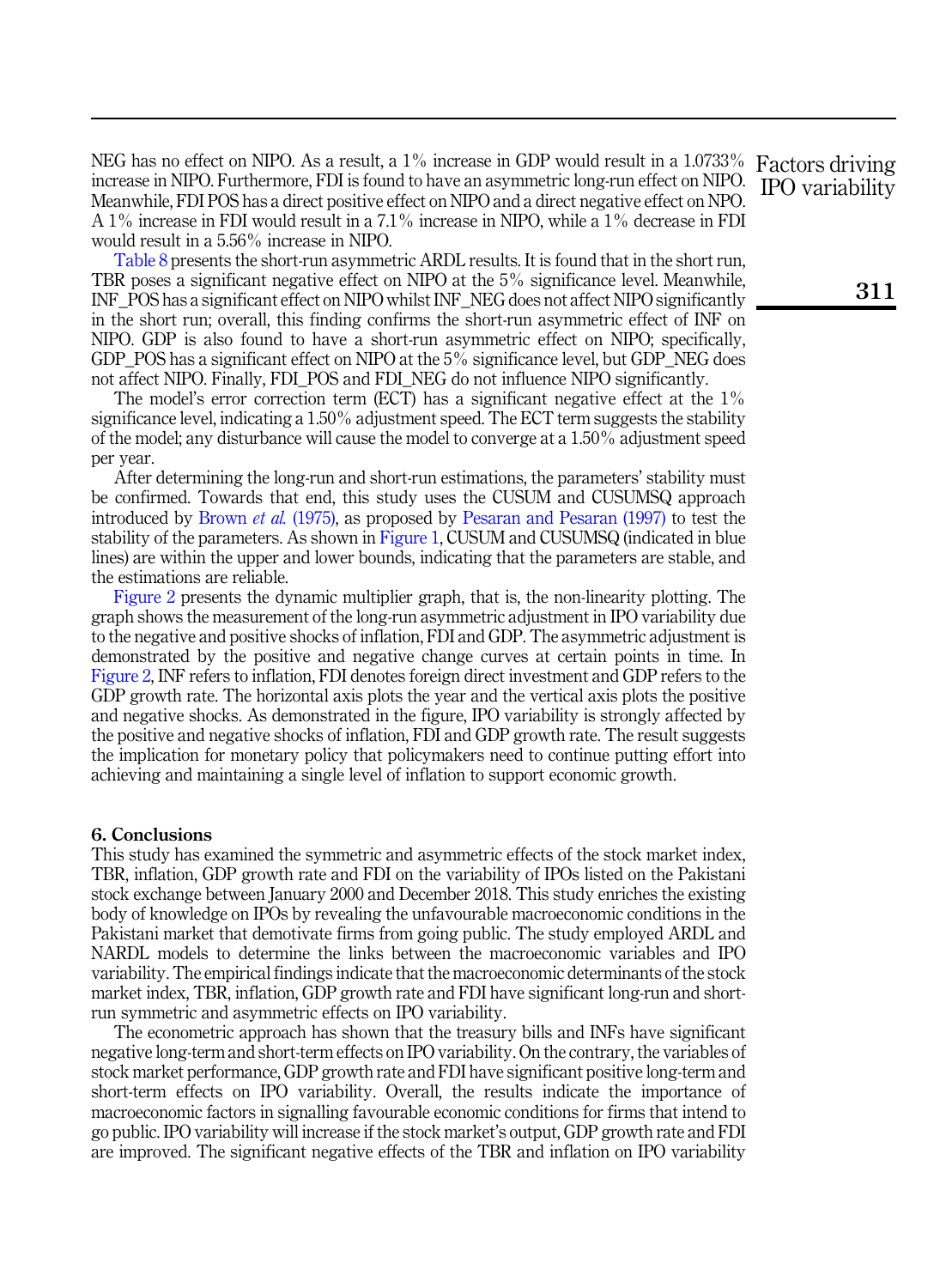NEG has no effect on NIPO. As a result, a 1% increase in GDP would result in a 1.0733% increase in NIPO. Furthermore, FDI is found to have an asymmetric long-run effect on NIPO. Meanwhile, FDI POS has a direct positive effect on NIPO and a direct negative effect on NPO. A 1% increase in FDI would result in a 7.1% increase in NIPO, while a 1% decrease in FDI would result in a 5.56% increase in NIPO.

Table 8 presents the short-run asymmetric ARDL results. It is found that in the short run, TBR poses a significant negative effect on NIPO at the 5% significance level. Meanwhile, INF_POS has a significant effect on NIPO whilst INF_NEG does not affect NIPO significantly in the short run; overall, this finding confirms the short-run asymmetric effect of INF on NIPO. GDP is also found to have a short-run asymmetric effect on NIPO; specifically, GDP_POS has a significant effect on NIPO at the 5% significance level, but GDP_NEG does not affect NIPO. Finally, FDI_POS and FDI_NEG do not influence NIPO significantly.

The model's error correction term (ECT) has a significant negative effect at the 1% significance level, indicating a 1.50% adjustment speed. The ECT term suggests the stability of the model; any disturbance will cause the model to converge at a 1.50% adjustment speed per year.

After determining the long-run and short-run estimations, the parameters' stability must be confirmed. Towards that end, this study uses the CUSUM and CUSUMSQ approach introduced by Brown *et al.* (1975), as proposed by Pesaran and Pesaran (1997) to test the stability of the parameters. As shown in Figure 1, CUSUM and CUSUMSQ (indicated in blue lines) are within the upper and lower bounds, indicating that the parameters are stable, and the estimations are reliable.

Figure 2 presents the dynamic multiplier graph, that is, the non-linearity plotting. The graph shows the measurement of the long-run asymmetric adjustment in IPO variability due to the negative and positive shocks of inflation, FDI and GDP. The asymmetric adjustment is demonstrated by the positive and negative change curves at certain points in time. In Figure 2, INF refers to inflation, FDI denotes foreign direct investment and GDP refers to the GDP growth rate. The horizontal axis plots the year and the vertical axis plots the positive and negative shocks. As demonstrated in the figure, IPO variability is strongly affected by the positive and negative shocks of inflation, FDI and GDP growth rate. The result suggests the implication for monetary policy that policymakers need to continue putting effort into achieving and maintaining a single level of inflation to support economic growth.

## 6. Conclusions

This study has examined the symmetric and asymmetric effects of the stock market index, TBR, inflation, GDP growth rate and FDI on the variability of IPOs listed on the Pakistani stock exchange between January 2000 and December 2018. This study enriches the existing body of knowledge on IPOs by revealing the unfavourable macroeconomic conditions in the Pakistani market that demotivate firms from going public. The study employed ARDL and NARDL models to determine the links between the macroeconomic variables and IPO variability. The empirical findings indicate that the macroeconomic determinants of the stock market index, TBR, inflation, GDP growth rate and FDI have significant long-run and short-run symmetric and asymmetric effects on IPO variability.

The econometric approach has shown that the treasury bills and INFs have significant negative long-term and short-term effects on IPO variability. On the contrary, the variables of stock market performance, GDP growth rate and FDI have significant positive long-term and short-term effects on IPO variability. Overall, the results indicate the importance of macroeconomic factors in signalling favourable economic conditions for firms that intend to go public. IPO variability will increase if the stock market's output, GDP growth rate and FDI are improved. The significant negative effects of the TBR and inflation on IPO variability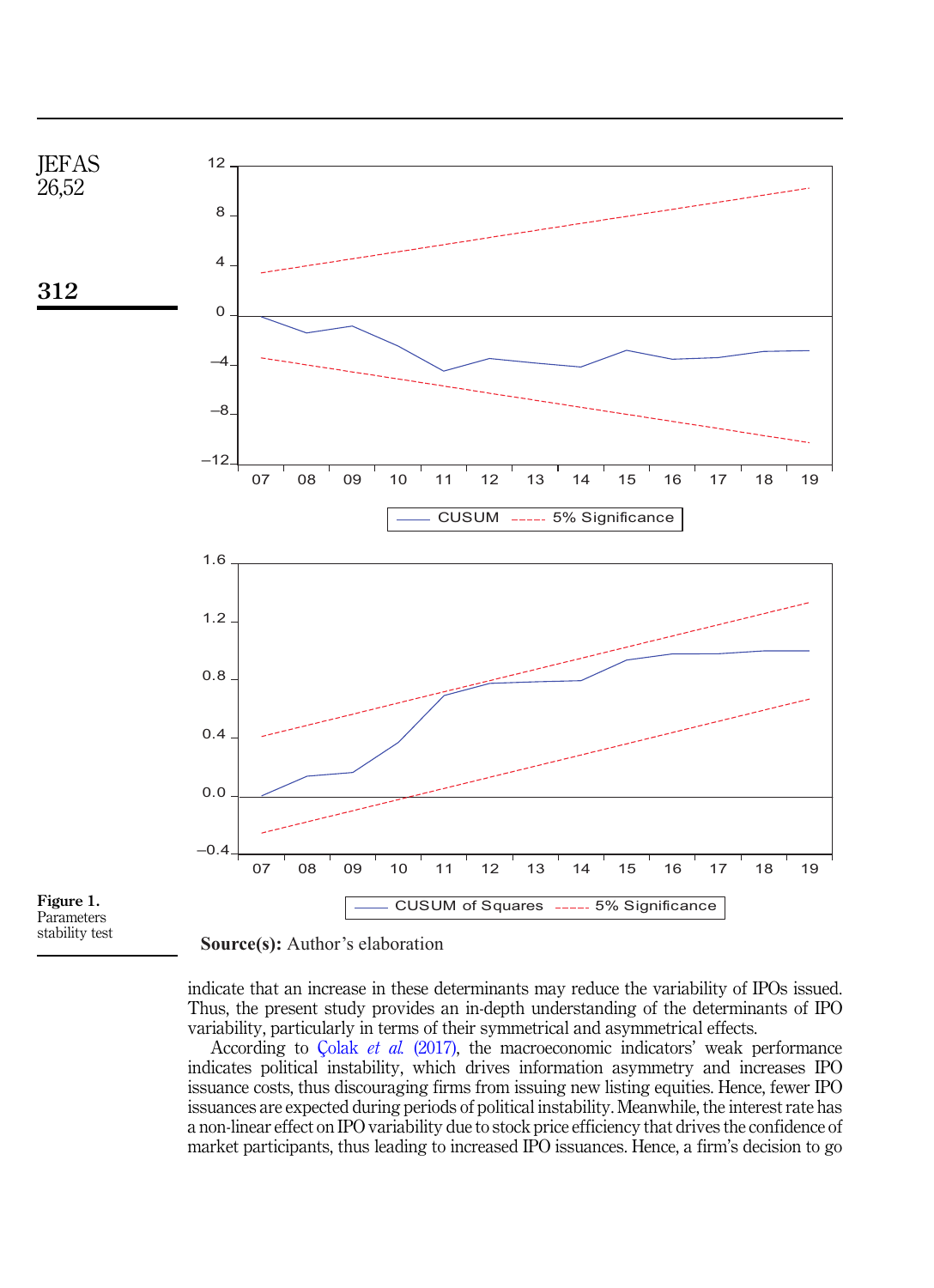Figure 1. Parameters stability test

**Source(s):** Author's elaboration

indicate that an increase in these determinants may reduce the variability of IPOs issued. Thus, the present study provides an in-depth understanding of the determinants of IPO variability, particularly in terms of their symmetrical and asymmetrical effects.

According to Çolak *et al.* (2017), the macroeconomic indicators' weak performance indicates political instability, which drives information asymmetry and increases IPO issuance costs, thus discouraging firms from issuing new listing equities. Hence, fewer IPO issuances are expected during periods of political instability. Meanwhile, the interest rate has a non-linear effect on IPO variability due to stock price efficiency that drives the confidence of market participants, thus leading to increased IPO issuances. Hence, a firm's decision to go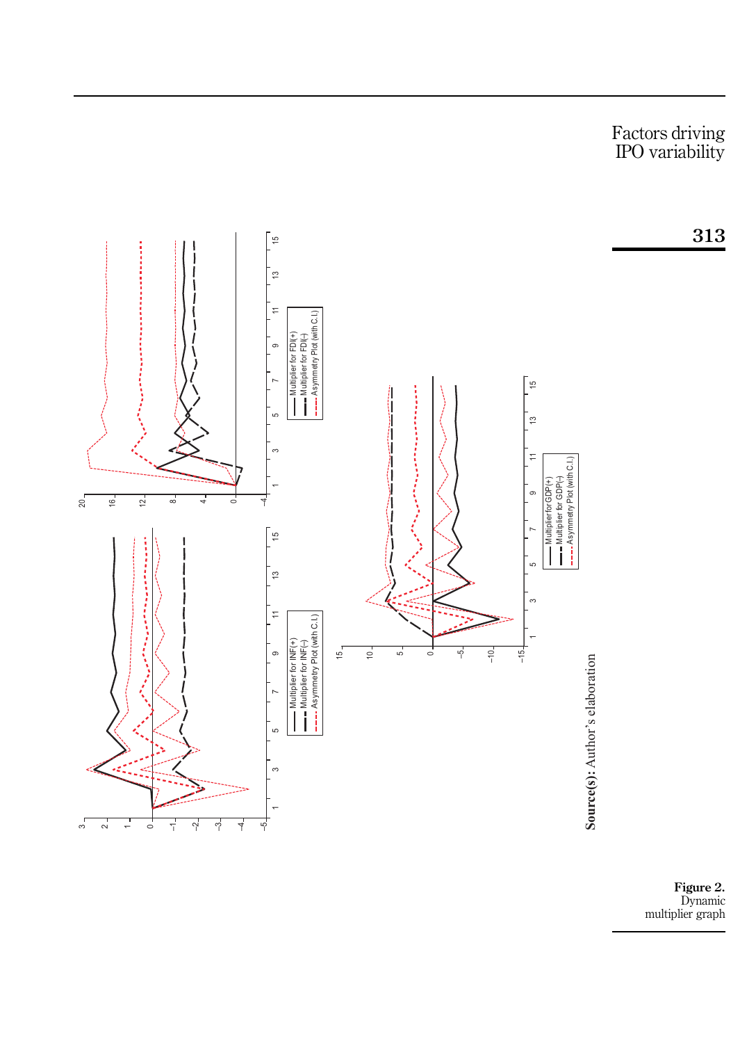Source(s): Author's elaboration

**Figure 2.**
Dynamic multiplier graph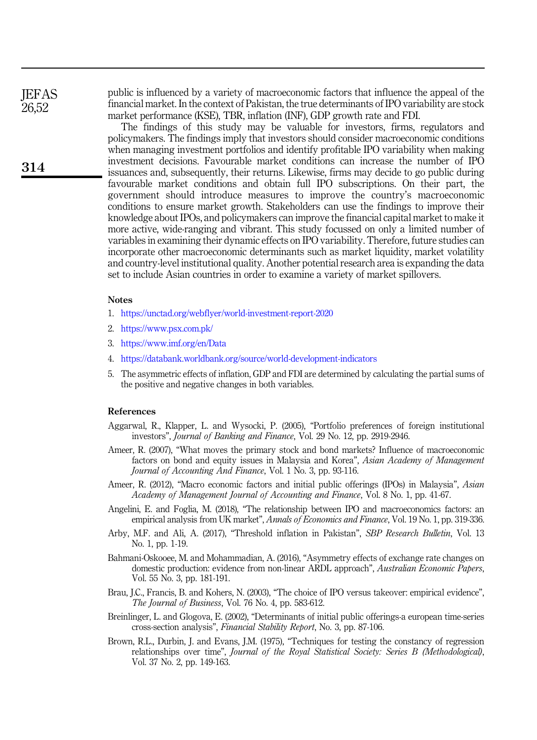public is influenced by a variety of macroeconomic factors that influence the appeal of the financial market. In the context of Pakistan, the true determinants of IPO variability are stock market performance (KSE), TBR, inflation (INF), GDP growth rate and FDI.

The findings of this study may be valuable for investors, firms, regulators and policymakers. The findings imply that investors should consider macroeconomic conditions when managing investment portfolios and identify profitable IPO variability when making investment decisions. Favourable market conditions can increase the number of IPO issuances and, subsequently, their returns. Likewise, firms may decide to go public during favourable market conditions and obtain full IPO subscriptions. On their part, the government should introduce measures to improve the country's macroeconomic conditions to ensure market growth. Stakeholders can use the findings to improve their knowledge about IPOs, and policymakers can improve the financial capital market to make it more active, wide-ranging and vibrant. This study focussed on only a limited number of variables in examining their dynamic effects on IPO variability. Therefore, future studies can incorporate other macroeconomic determinants such as market liquidity, market volatility and country-level institutional quality. Another potential research area is expanding the data set to include Asian countries in order to examine a variety of market spillovers.

## Notes

1. https://unctad.org/webflyer/world-investment-report-2020
2. https://www.psx.com.pk/
3. https://www.imf.org/en/Data
4. https://databank.worldbank.org/source/world-development-indicators
5. The asymmetric effects of inflation, GDP and FDI are determined by calculating the partial sums of the positive and negative changes in both variables.

## References

Aggarwal, R., Klapper, L. and Wysocki, P. (2005), "Portfolio preferences of foreign institutional investors", *Journal of Banking and Finance*, Vol. 29 No. 12, pp. 2919-2946.

Ameer, R. (2007), "What moves the primary stock and bond markets? Influence of macroeconomic factors on bond and equity issues in Malaysia and Korea", *Asian Academy of Management Journal of Accounting And Finance*, Vol. 1 No. 3, pp. 93-116.

Ameer, R. (2012), "Macro economic factors and initial public offerings (IPOs) in Malaysia", *Asian Academy of Management Journal of Accounting and Finance*, Vol. 8 No. 1, pp. 41-67.

Angelini, E. and Foglia, M. (2018), "The relationship between IPO and macroeconomics factors: an empirical analysis from UK market", *Annals of Economics and Finance*, Vol. 19 No. 1, pp. 319-336.

Arby, M.F. and Ali, A. (2017), "Threshold inflation in Pakistan", *SBP Research Bulletin*, Vol. 13 No. 1, pp. 1-19.

Bahmani-Oskooee, M. and Mohammadian, A. (2016), "Asymmetry effects of exchange rate changes on domestic production: evidence from non-linear ARDL approach", *Australian Economic Papers*, Vol. 55 No. 3, pp. 181-191.

Brau, J.C., Francis, B. and Kohers, N. (2003), "The choice of IPO versus takeover: empirical evidence", *The Journal of Business*, Vol. 76 No. 4, pp. 583-612.

Breinlinger, L. and Glogova, E. (2002), "Determinants of initial public offerings-a european time-series cross-section analysis", *Financial Stability Report*, No. 3, pp. 87-106.

Brown, R.L., Durbin, J. and Evans, J.M. (1975), "Techniques for testing the constancy of regression relationships over time", *Journal of the Royal Statistical Society: Series B (Methodological)*, Vol. 37 No. 2, pp. 149-163.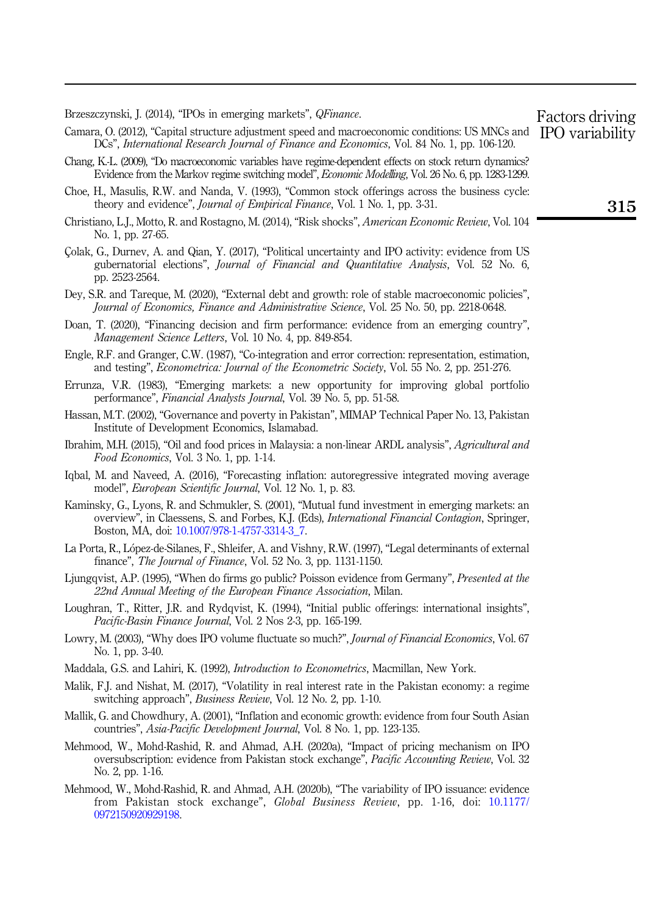Brzeszczynski, J. (2014), "IPOs in emerging markets", *QFinance*.

Camara, O. (2012), "Capital structure adjustment speed and macroeconomic conditions: US MNCs and DCs", *International Research Journal of Finance and Economics*, Vol. 84 No. 1, pp. 106-120.

Chang, K.-L. (2009), "Do macroeconomic variables have regime-dependent effects on stock return dynamics? Evidence from the Markov regime switching model", *Economic Modelling*, Vol. 26 No. 6, pp. 1283-1299.

Choe, H., Masulis, R.W. and Nanda, V. (1993), "Common stock offerings across the business cycle: theory and evidence", *Journal of Empirical Finance*, Vol. 1 No. 1, pp. 3-31.

Christiano, L.J., Motto, R. and Rostagno, M. (2014), "Risk shocks", *American Economic Review*, Vol. 104 No. 1, pp. 27-65.

Çolak, G., Durnev, A. and Qian, Y. (2017), "Political uncertainty and IPO activity: evidence from US gubernatorial elections", *Journal of Financial and Quantitative Analysis*, Vol. 52 No. 6, pp. 2523-2564.

Dey, S.R. and Tareque, M. (2020), "External debt and growth: role of stable macroeconomic policies", *Journal of Economics, Finance and Administrative Science*, Vol. 25 No. 50, pp. 2218-0648.

Doan, T. (2020), "Financing decision and firm performance: evidence from an emerging country", *Management Science Letters*, Vol. 10 No. 4, pp. 849-854.

Engle, R.F. and Granger, C.W. (1987), "Co-integration and error correction: representation, estimation, and testing", *Econometrica: Journal of the Econometric Society*, Vol. 55 No. 2, pp. 251-276.

Errunza, V.R. (1983), "Emerging markets: a new opportunity for improving global portfolio performance", *Financial Analysts Journal*, Vol. 39 No. 5, pp. 51-58.

Hassan, M.T. (2002), "Governance and poverty in Pakistan", MIMAP Technical Paper No. 13, Pakistan Institute of Development Economics, Islamabad.

Ibrahim, M.H. (2015), "Oil and food prices in Malaysia: a non-linear ARDL analysis", *Agricultural and Food Economics*, Vol. 3 No. 1, pp. 1-14.

Iqbal, M. and Naveed, A. (2016), "Forecasting inflation: autoregressive integrated moving average model", *European Scientific Journal*, Vol. 12 No. 1, p. 83.

Kaminsky, G., Lyons, R. and Schmukler, S. (2001), "Mutual fund investment in emerging markets: an overview", in Claessens, S. and Forbes, K.J. (Eds), *International Financial Contagion*, Springer, Boston, MA, doi: 10.1007/978-1-4757-3314-3_7.

La Porta, R., López-de-Silanes, F., Shleifer, A. and Vishny, R.W. (1997), "Legal determinants of external finance", *The Journal of Finance*, Vol. 52 No. 3, pp. 1131-1150.

Ljungqvist, A.P. (1995), "When do firms go public? Poisson evidence from Germany", *Presented at the 22nd Annual Meeting of the European Finance Association*, Milan.

Loughran, T., Ritter, J.R. and Rydqvist, K. (1994), "Initial public offerings: international insights", *Pacific-Basin Finance Journal*, Vol. 2 Nos 2-3, pp. 165-199.

Lowry, M. (2003), "Why does IPO volume fluctuate so much?", *Journal of Financial Economics*, Vol. 67 No. 1, pp. 3-40.

Maddala, G.S. and Lahiri, K. (1992), *Introduction to Econometrics*, Macmillan, New York.

Malik, F.J. and Nishat, M. (2017), "Volatility in real interest rate in the Pakistan economy: a regime switching approach", *Business Review*, Vol. 12 No. 2, pp. 1-10.

Mallik, G. and Chowdhury, A. (2001), "Inflation and economic growth: evidence from four South Asian countries", *Asia-Pacific Development Journal*, Vol. 8 No. 1, pp. 123-135.

Mehmood, W., Mohd-Rashid, R. and Ahmad, A.H. (2020a), "Impact of pricing mechanism on IPO oversubscription: evidence from Pakistan stock exchange", *Pacific Accounting Review*, Vol. 32 No. 2, pp. 1-16.

Mehmood, W., Mohd-Rashid, R. and Ahmad, A.H. (2020b), "The variability of IPO issuance: evidence from Pakistan stock exchange", *Global Business Review*, pp. 1-16, doi: 10.1177/0972150920929198.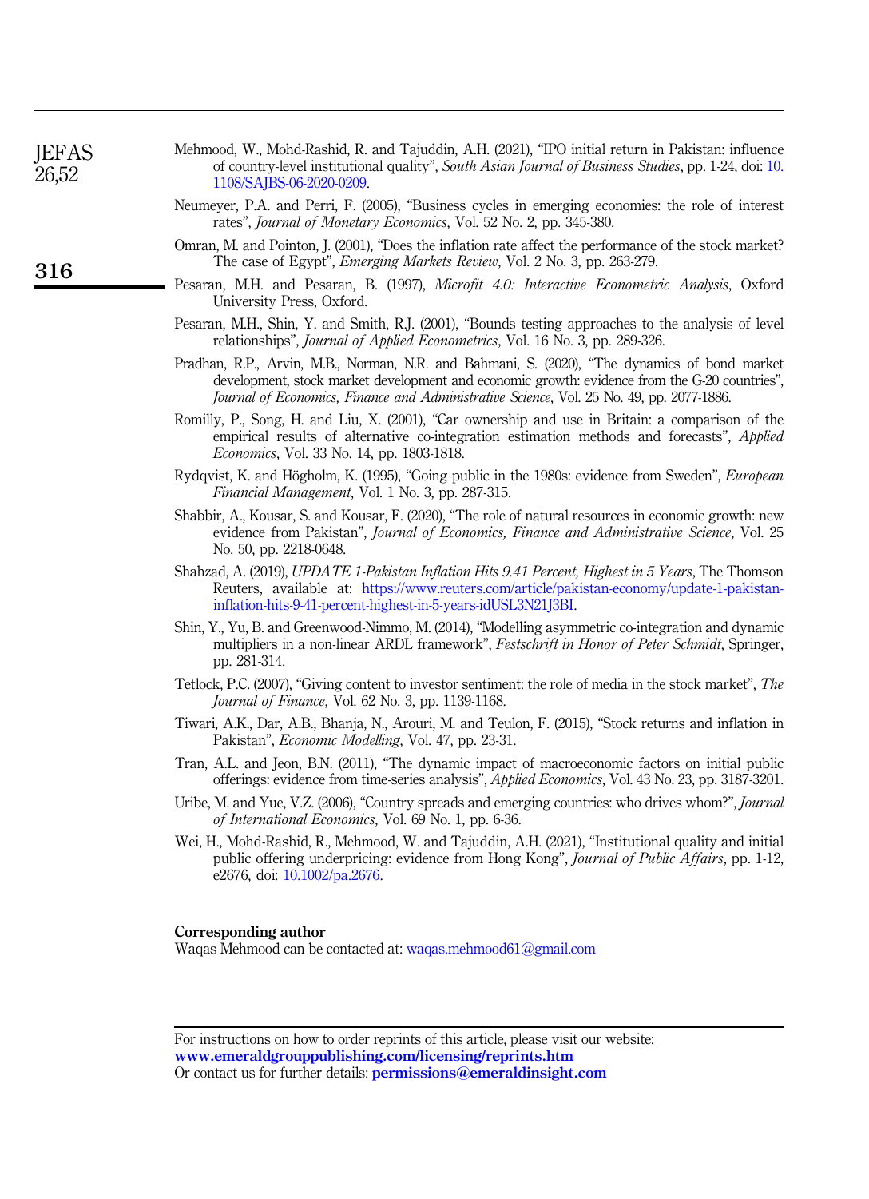Mehmood, W., Mohd-Rashid, R. and Tajuddin, A.H. (2021), "IPO initial return in Pakistan: influence of country-level institutional quality", *South Asian Journal of Business Studies*, pp. 1-24, doi: 10.1108/SAJBS-06-2020-0209.

Neumeyer, P.A. and Perri, F. (2005), "Business cycles in emerging economies: the role of interest rates", *Journal of Monetary Economics*, Vol. 52 No. 2, pp. 345-380.

Omran, M. and Pointon, J. (2001), "Does the inflation rate affect the performance of the stock market? The case of Egypt", *Emerging Markets Review*, Vol. 2 No. 3, pp. 263-279.

Pesaran, M.H. and Pesaran, B. (1997), *Microfit 4.0: Interactive Econometric Analysis*, Oxford University Press, Oxford.

Pesaran, M.H., Shin, Y. and Smith, R.J. (2001), "Bounds testing approaches to the analysis of level relationships", *Journal of Applied Econometrics*, Vol. 16 No. 3, pp. 289-326.

Pradhan, R.P., Arvin, M.B., Norman, N.R. and Bahmani, S. (2020), "The dynamics of bond market development, stock market development and economic growth: evidence from the G-20 countries", *Journal of Economics, Finance and Administrative Science*, Vol. 25 No. 49, pp. 2077-1886.

Romilly, P., Song, H. and Liu, X. (2001), "Car ownership and use in Britain: a comparison of the empirical results of alternative co-integration estimation methods and forecasts", *Applied Economics*, Vol. 33 No. 14, pp. 1803-1818.

Rydqvist, K. and Högholm, K. (1995), "Going public in the 1980s: evidence from Sweden", *European Financial Management*, Vol. 1 No. 3, pp. 287-315.

Shabbir, A., Kousar, S. and Kousar, F. (2020), "The role of natural resources in economic growth: new evidence from Pakistan", *Journal of Economics, Finance and Administrative Science*, Vol. 25 No. 50, pp. 2218-0648.

Shahzad, A. (2019), *UPDATE 1-Pakistan Inflation Hits 9.41 Percent, Highest in 5 Years*, The Thomson Reuters, available at: https://www.reuters.com/article/pakistan-economy/update-1-pakistan-inflation-hits-9-41-percent-highest-in-5-years-idUSL3N21J3BI.

Shin, Y., Yu, B. and Greenwood-Nimmo, M. (2014), "Modelling asymmetric co-integration and dynamic multipliers in a non-linear ARDL framework", *Festschrift in Honor of Peter Schmidt*, Springer, pp. 281-314.

Tetlock, P.C. (2007), "Giving content to investor sentiment: the role of media in the stock market", *The Journal of Finance*, Vol. 62 No. 3, pp. 1139-1168.

Tiwari, A.K., Dar, A.B., Bhanja, N., Arouri, M. and Teulon, F. (2015), "Stock returns and inflation in Pakistan", *Economic Modelling*, Vol. 47, pp. 23-31.

Tran, A.L. and Jeon, B.N. (2011), "The dynamic impact of macroeconomic factors on initial public offerings: evidence from time-series analysis", *Applied Economics*, Vol. 43 No. 23, pp. 3187-3201.

Uribe, M. and Yue, V.Z. (2006), "Country spreads and emerging countries: who drives whom?", *Journal of International Economics*, Vol. 69 No. 1, pp. 6-36.

Wei, H., Mohd-Rashid, R., Mehmood, W. and Tajuddin, A.H. (2021), "Institutional quality and initial public offering underpricing: evidence from Hong Kong", *Journal of Public Affairs*, pp. 1-12, e2676, doi: 10.1002/pa.2676.

**Corresponding author**

Waqas Mehmood can be contacted at: waqas.mehmood61@gmail.com

For instructions on how to order reprints of this article, please visit our website:
**www.emeraldgrouppublishing.com/licensing/reprints.htm**
Or contact us for further details: **permissions@emeraldinsight.com**